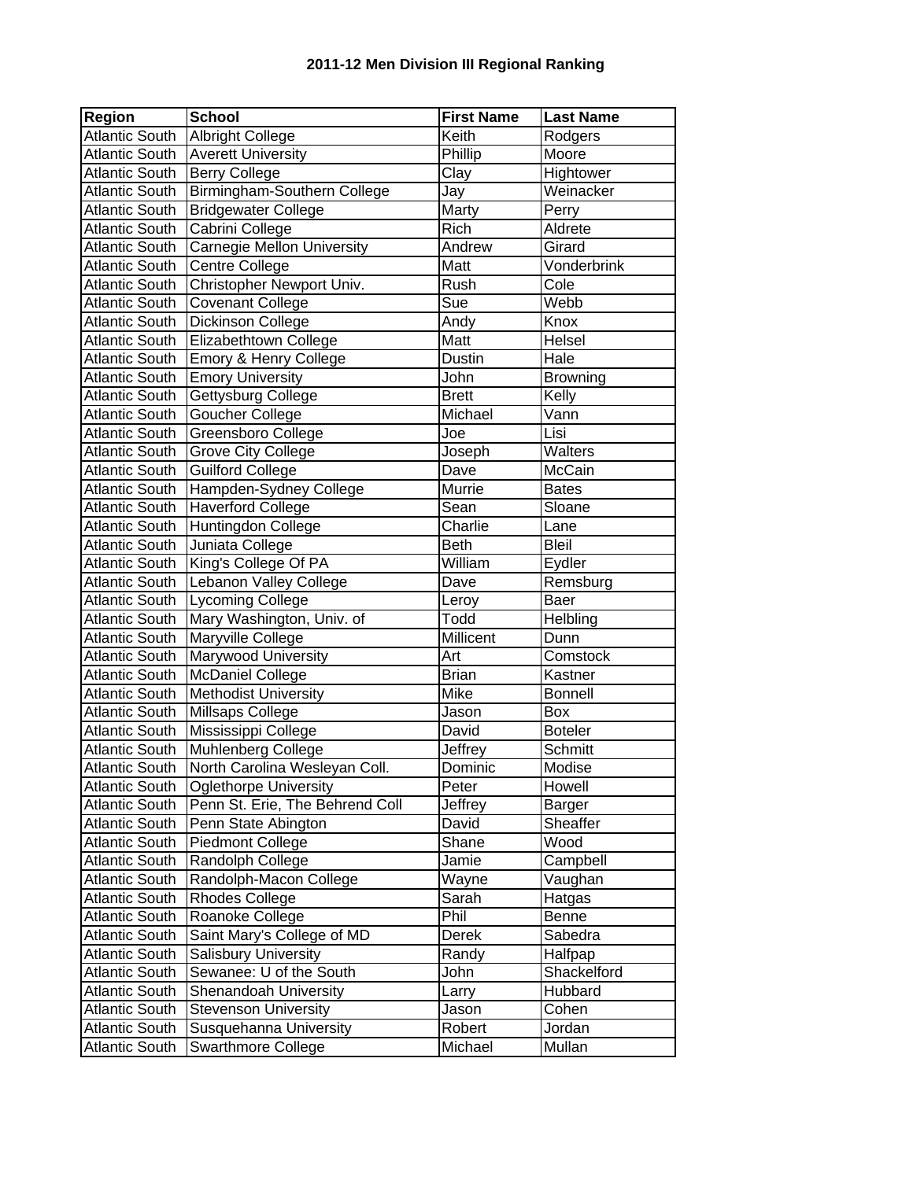# 2011-12 Men Division III Regional Ranking

| Region | School | First Name | Last Name |
|---|---|---|---|
| Atlantic South | Albright College | Keith | Rodgers |
| Atlantic South | Averett University | Phillip | Moore |
| Atlantic South | Berry College | Clay | Hightower |
| Atlantic South | Birmingham-Southern College | Jay | Weinacker |
| Atlantic South | Bridgewater College | Marty | Perry |
| Atlantic South | Cabrini College | Rich | Aldrete |
| Atlantic South | Carnegie Mellon University | Andrew | Girard |
| Atlantic South | Centre College | Matt | Vonderbrink |
| Atlantic South | Christopher Newport Univ. | Rush | Cole |
| Atlantic South | Covenant College | Sue | Webb |
| Atlantic South | Dickinson College | Andy | Knox |
| Atlantic South | Elizabethtown College | Matt | Helsel |
| Atlantic South | Emory & Henry College | Dustin | Hale |
| Atlantic South | Emory University | John | Browning |
| Atlantic South | Gettysburg College | Brett | Kelly |
| Atlantic South | Goucher College | Michael | Vann |
| Atlantic South | Greensboro College | Joe | Lisi |
| Atlantic South | Grove City College | Joseph | Walters |
| Atlantic South | Guilford College | Dave | McCain |
| Atlantic South | Hampden-Sydney College | Murrie | Bates |
| Atlantic South | Haverford College | Sean | Sloane |
| Atlantic South | Huntingdon College | Charlie | Lane |
| Atlantic South | Juniata College | Beth | Bleil |
| Atlantic South | King's College Of PA | William | Eydler |
| Atlantic South | Lebanon Valley College | Dave | Remsburg |
| Atlantic South | Lycoming College | Leroy | Baer |
| Atlantic South | Mary Washington, Univ. of | Todd | Helbling |
| Atlantic South | Maryville College | Millicent | Dunn |
| Atlantic South | Marywood University | Art | Comstock |
| Atlantic South | McDaniel College | Brian | Kastner |
| Atlantic South | Methodist University | Mike | Bonnell |
| Atlantic South | Millsaps College | Jason | Box |
| Atlantic South | Mississippi College | David | Boteler |
| Atlantic South | Muhlenberg College | Jeffrey | Schmitt |
| Atlantic South | North Carolina Wesleyan Coll. | Dominic | Modise |
| Atlantic South | Oglethorpe University | Peter | Howell |
| Atlantic South | Penn St. Erie, The Behrend Coll | Jeffrey | Barger |
| Atlantic South | Penn State Abington | David | Sheaffer |
| Atlantic South | Piedmont College | Shane | Wood |
| Atlantic South | Randolph College | Jamie | Campbell |
| Atlantic South | Randolph-Macon College | Wayne | Vaughan |
| Atlantic South | Rhodes College | Sarah | Hatgas |
| Atlantic South | Roanoke College | Phil | Benne |
| Atlantic South | Saint Mary's College of MD | Derek | Sabedra |
| Atlantic South | Salisbury University | Randy | Halfpap |
| Atlantic South | Sewanee: U of the South | John | Shackelford |
| Atlantic South | Shenandoah University | Larry | Hubbard |
| Atlantic South | Stevenson University | Jason | Cohen |
| Atlantic South | Susquehanna University | Robert | Jordan |
| Atlantic South | Swarthmore College | Michael | Mullan |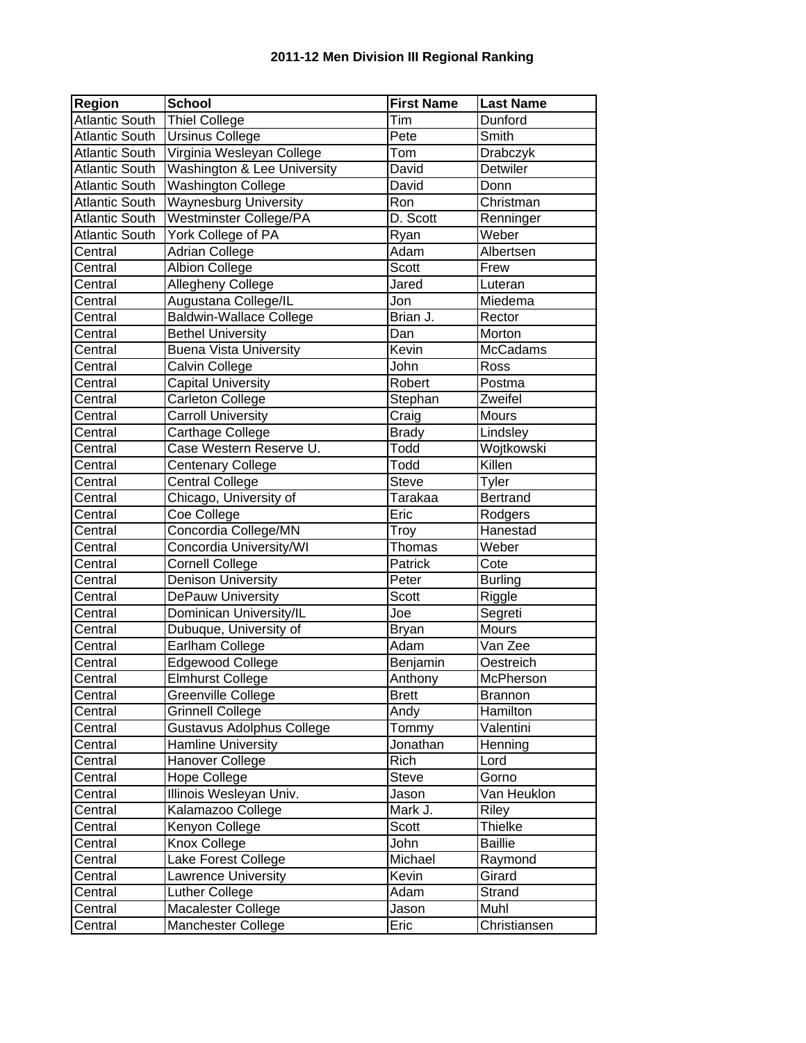### 2011-12 Men Division III Regional Ranking

| Region | School | First Name | Last Name |
|---|---|---|---|
| Atlantic South | Thiel College | Tim | Dunford |
| Atlantic South | Ursinus College | Pete | Smith |
| Atlantic South | Virginia Wesleyan College | Tom | Drabczyk |
| Atlantic South | Washington & Lee University | David | Detwiler |
| Atlantic South | Washington College | David | Donn |
| Atlantic South | Waynesburg University | Ron | Christman |
| Atlantic South | Westminster College/PA | D. Scott | Renninger |
| Atlantic South | York College of PA | Ryan | Weber |
| Central | Adrian College | Adam | Albertsen |
| Central | Albion College | Scott | Frew |
| Central | Allegheny College | Jared | Luteran |
| Central | Augustana College/IL | Jon | Miedema |
| Central | Baldwin-Wallace College | Brian J. | Rector |
| Central | Bethel University | Dan | Morton |
| Central | Buena Vista University | Kevin | McCadams |
| Central | Calvin College | John | Ross |
| Central | Capital University | Robert | Postma |
| Central | Carleton College | Stephan | Zweifel |
| Central | Carroll University | Craig | Mours |
| Central | Carthage College | Brady | Lindsley |
| Central | Case Western Reserve U. | Todd | Wojtkowski |
| Central | Centenary College | Todd | Killen |
| Central | Central College | Steve | Tyler |
| Central | Chicago, University of | Tarakaa | Bertrand |
| Central | Coe College | Eric | Rodgers |
| Central | Concordia College/MN | Troy | Hanestad |
| Central | Concordia University/WI | Thomas | Weber |
| Central | Cornell College | Patrick | Cote |
| Central | Denison University | Peter | Burling |
| Central | DePauw University | Scott | Riggle |
| Central | Dominican University/IL | Joe | Segreti |
| Central | Dubuque, University of | Bryan | Mours |
| Central | Earlham College | Adam | Van Zee |
| Central | Edgewood College | Benjamin | Oestreich |
| Central | Elmhurst College | Anthony | McPherson |
| Central | Greenville College | Brett | Brannon |
| Central | Grinnell College | Andy | Hamilton |
| Central | Gustavus Adolphus College | Tommy | Valentini |
| Central | Hamline University | Jonathan | Henning |
| Central | Hanover College | Rich | Lord |
| Central | Hope College | Steve | Gorno |
| Central | Illinois Wesleyan Univ. | Jason | Van Heuklon |
| Central | Kalamazoo College | Mark J. | Riley |
| Central | Kenyon College | Scott | Thielke |
| Central | Knox College | John | Baillie |
| Central | Lake Forest College | Michael | Raymond |
| Central | Lawrence University | Kevin | Girard |
| Central | Luther College | Adam | Strand |
| Central | Macalester College | Jason | Muhl |
| Central | Manchester College | Eric | Christiansen |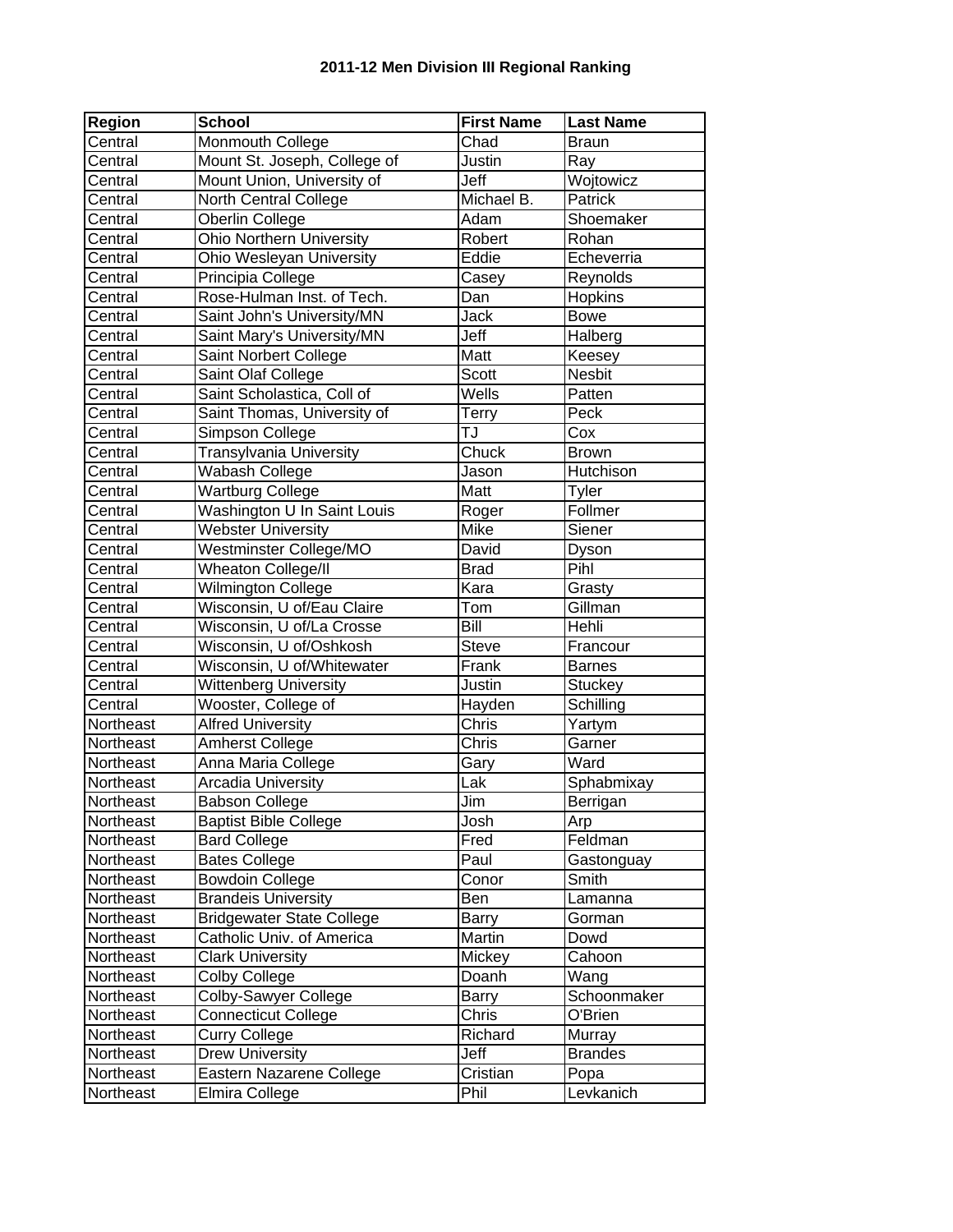### 2011-12 Men Division III Regional Ranking

| Region | School | First Name | Last Name |
|---|---|---|---|
| Central | Monmouth College | Chad | Braun |
| Central | Mount St. Joseph, College of | Justin | Ray |
| Central | Mount Union, University of | Jeff | Wojtowicz |
| Central | North Central College | Michael B. | Patrick |
| Central | Oberlin College | Adam | Shoemaker |
| Central | Ohio Northern University | Robert | Rohan |
| Central | Ohio Wesleyan University | Eddie | Echeverria |
| Central | Principia College | Casey | Reynolds |
| Central | Rose-Hulman Inst. of Tech. | Dan | Hopkins |
| Central | Saint John's University/MN | Jack | Bowe |
| Central | Saint Mary's University/MN | Jeff | Halberg |
| Central | Saint Norbert College | Matt | Keesey |
| Central | Saint Olaf College | Scott | Nesbit |
| Central | Saint Scholastica, Coll of | Wells | Patten |
| Central | Saint Thomas, University of | Terry | Peck |
| Central | Simpson College | TJ | Cox |
| Central | Transylvania University | Chuck | Brown |
| Central | Wabash College | Jason | Hutchison |
| Central | Wartburg College | Matt | Tyler |
| Central | Washington U In Saint Louis | Roger | Follmer |
| Central | Webster University | Mike | Siener |
| Central | Westminster College/MO | David | Dyson |
| Central | Wheaton College/Il | Brad | Pihl |
| Central | Wilmington College | Kara | Grasty |
| Central | Wisconsin, U of/Eau Claire | Tom | Gillman |
| Central | Wisconsin, U of/La Crosse | Bill | Hehli |
| Central | Wisconsin, U of/Oshkosh | Steve | Francour |
| Central | Wisconsin, U of/Whitewater | Frank | Barnes |
| Central | Wittenberg University | Justin | Stuckey |
| Central | Wooster, College of | Hayden | Schilling |
| Northeast | Alfred University | Chris | Yartym |
| Northeast | Amherst College | Chris | Garner |
| Northeast | Anna Maria College | Gary | Ward |
| Northeast | Arcadia University | Lak | Sphabmixay |
| Northeast | Babson College | Jim | Berrigan |
| Northeast | Baptist Bible College | Josh | Arp |
| Northeast | Bard College | Fred | Feldman |
| Northeast | Bates College | Paul | Gastonguay |
| Northeast | Bowdoin College | Conor | Smith |
| Northeast | Brandeis University | Ben | Lamanna |
| Northeast | Bridgewater State College | Barry | Gorman |
| Northeast | Catholic Univ. of America | Martin | Dowd |
| Northeast | Clark University | Mickey | Cahoon |
| Northeast | Colby College | Doanh | Wang |
| Northeast | Colby-Sawyer College | Barry | Schoonmaker |
| Northeast | Connecticut College | Chris | O'Brien |
| Northeast | Curry College | Richard | Murray |
| Northeast | Drew University | Jeff | Brandes |
| Northeast | Eastern Nazarene College | Cristian | Popa |
| Northeast | Elmira College | Phil | Levkanich |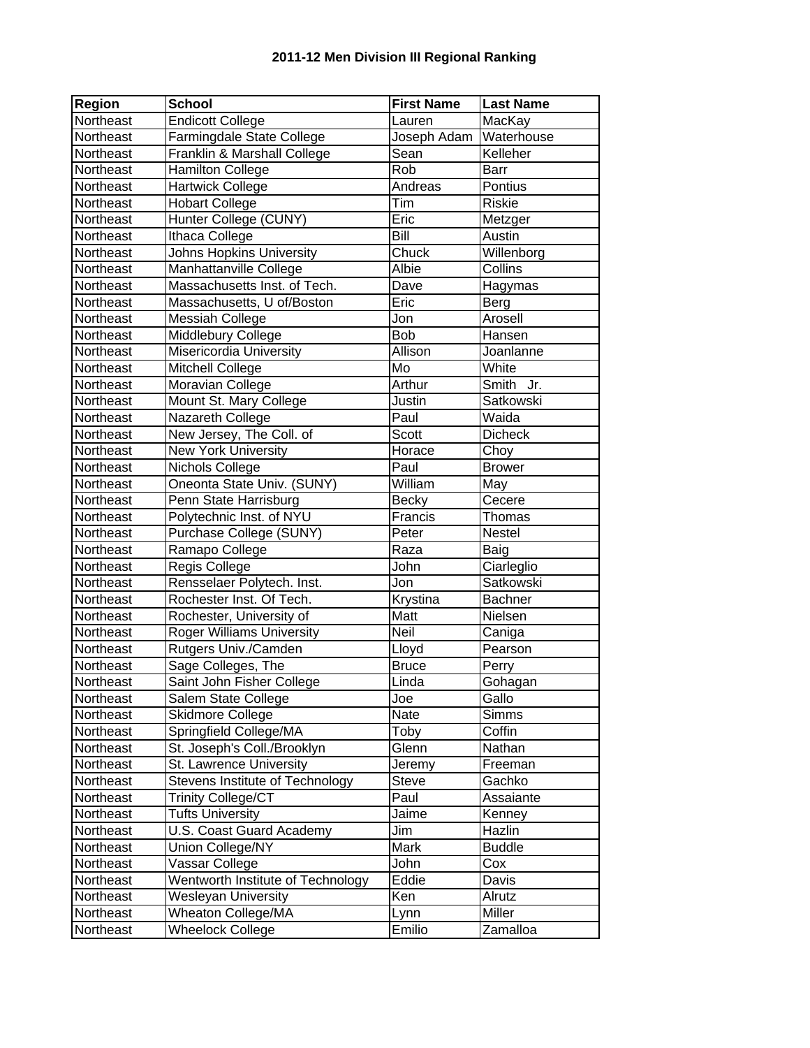# 2011-12 Men Division III Regional Ranking

| Region | School | First Name | Last Name |
|---|---|---|---|
| Northeast | Endicott College | Lauren | MacKay |
| Northeast | Farmingdale State College | Joseph Adam | Waterhouse |
| Northeast | Franklin & Marshall College | Sean | Kelleher |
| Northeast | Hamilton College | Rob | Barr |
| Northeast | Hartwick College | Andreas | Pontius |
| Northeast | Hobart College | Tim | Riskie |
| Northeast | Hunter College (CUNY) | Eric | Metzger |
| Northeast | Ithaca College | Bill | Austin |
| Northeast | Johns Hopkins University | Chuck | Willenborg |
| Northeast | Manhattanville College | Albie | Collins |
| Northeast | Massachusetts Inst. of Tech. | Dave | Hagymas |
| Northeast | Massachusetts, U of/Boston | Eric | Berg |
| Northeast | Messiah College | Jon | Arosell |
| Northeast | Middlebury College | Bob | Hansen |
| Northeast | Misericordia University | Allison | Joanlanne |
| Northeast | Mitchell College | Mo | White |
| Northeast | Moravian College | Arthur | Smith Jr. |
| Northeast | Mount St. Mary College | Justin | Satkowski |
| Northeast | Nazareth College | Paul | Waida |
| Northeast | New Jersey, The Coll. of | Scott | Dicheck |
| Northeast | New York University | Horace | Choy |
| Northeast | Nichols College | Paul | Brower |
| Northeast | Oneonta State Univ. (SUNY) | William | May |
| Northeast | Penn State Harrisburg | Becky | Cecere |
| Northeast | Polytechnic Inst. of NYU | Francis | Thomas |
| Northeast | Purchase College (SUNY) | Peter | Nestel |
| Northeast | Ramapo College | Raza | Baig |
| Northeast | Regis College | John | Ciarleglio |
| Northeast | Rensselaer Polytech. Inst. | Jon | Satkowski |
| Northeast | Rochester Inst. Of Tech. | Krystina | Bachner |
| Northeast | Rochester, University of | Matt | Nielsen |
| Northeast | Roger Williams University | Neil | Caniga |
| Northeast | Rutgers Univ./Camden | Lloyd | Pearson |
| Northeast | Sage Colleges, The | Bruce | Perry |
| Northeast | Saint John Fisher College | Linda | Gohagan |
| Northeast | Salem State College | Joe | Gallo |
| Northeast | Skidmore College | Nate | Simms |
| Northeast | Springfield College/MA | Toby | Coffin |
| Northeast | St. Joseph's Coll./Brooklyn | Glenn | Nathan |
| Northeast | St. Lawrence University | Jeremy | Freeman |
| Northeast | Stevens Institute of Technology | Steve | Gachko |
| Northeast | Trinity College/CT | Paul | Assaiante |
| Northeast | Tufts University | Jaime | Kenney |
| Northeast | U.S. Coast Guard Academy | Jim | Hazlin |
| Northeast | Union College/NY | Mark | Buddle |
| Northeast | Vassar College | John | Cox |
| Northeast | Wentworth Institute of Technology | Eddie | Davis |
| Northeast | Wesleyan University | Ken | Alrutz |
| Northeast | Wheaton College/MA | Lynn | Miller |
| Northeast | Wheelock College | Emilio | Zamalloa |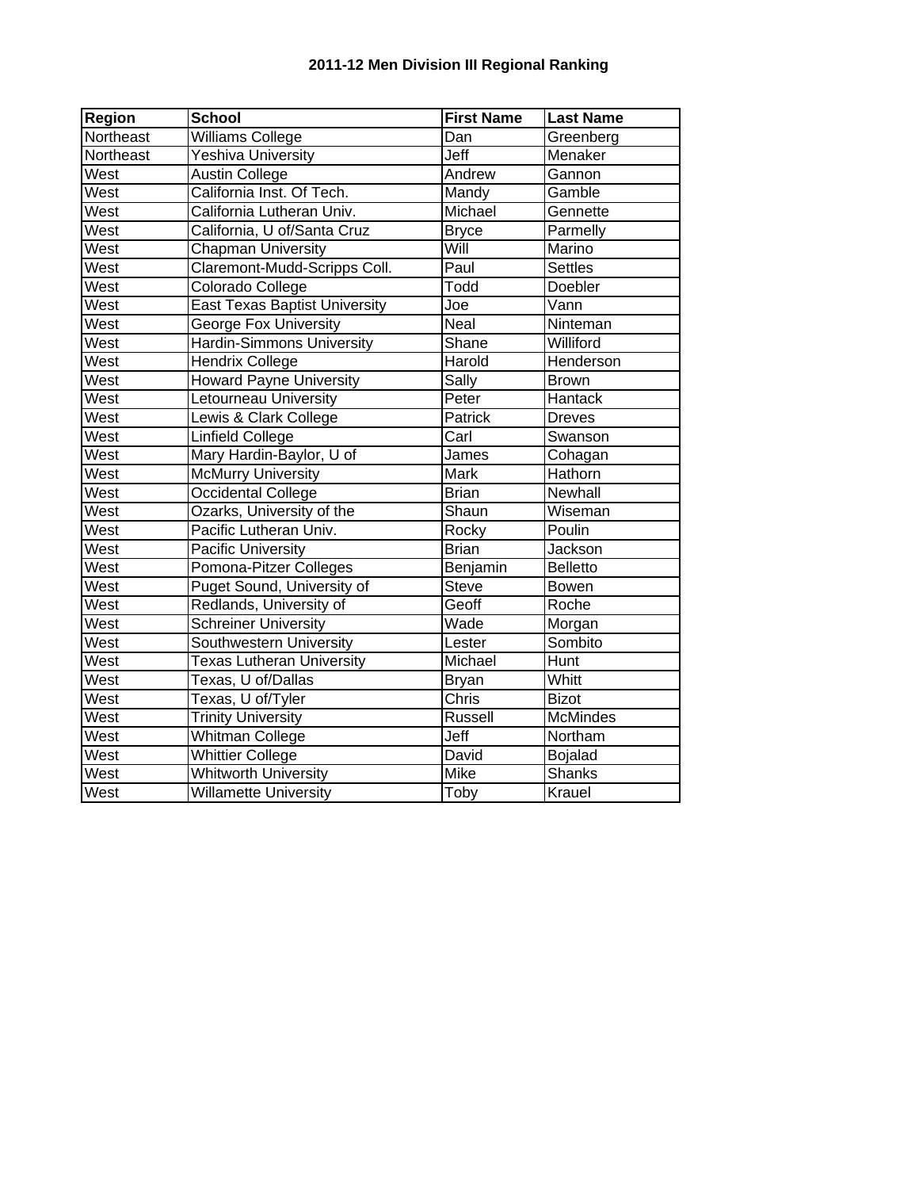# 2011-12 Men Division III Regional Ranking

| Region | School | First Name | Last Name |
|---|---|---|---|
| Northeast | Williams College | Dan | Greenberg |
| Northeast | Yeshiva University | Jeff | Menaker |
| West | Austin College | Andrew | Gannon |
| West | California Inst. Of Tech. | Mandy | Gamble |
| West | California Lutheran Univ. | Michael | Gennette |
| West | California, U of/Santa Cruz | Bryce | Parmelly |
| West | Chapman University | Will | Marino |
| West | Claremont-Mudd-Scripps Coll. | Paul | Settles |
| West | Colorado College | Todd | Doebler |
| West | East Texas Baptist University | Joe | Vann |
| West | George Fox University | Neal | Ninteman |
| West | Hardin-Simmons University | Shane | Williford |
| West | Hendrix College | Harold | Henderson |
| West | Howard Payne University | Sally | Brown |
| West | Letourneau University | Peter | Hantack |
| West | Lewis & Clark College | Patrick | Dreves |
| West | Linfield College | Carl | Swanson |
| West | Mary Hardin-Baylor, U of | James | Cohagan |
| West | McMurry University | Mark | Hathorn |
| West | Occidental College | Brian | Newhall |
| West | Ozarks, University of the | Shaun | Wiseman |
| West | Pacific Lutheran Univ. | Rocky | Poulin |
| West | Pacific University | Brian | Jackson |
| West | Pomona-Pitzer Colleges | Benjamin | Belletto |
| West | Puget Sound, University of | Steve | Bowen |
| West | Redlands, University of | Geoff | Roche |
| West | Schreiner University | Wade | Morgan |
| West | Southwestern University | Lester | Sombito |
| West | Texas Lutheran University | Michael | Hunt |
| West | Texas, U of/Dallas | Bryan | Whitt |
| West | Texas, U of/Tyler | Chris | Bizot |
| West | Trinity University | Russell | McMindes |
| West | Whitman College | Jeff | Northam |
| West | Whittier College | David | Bojalad |
| West | Whitworth University | Mike | Shanks |
| West | Willamette University | Toby | Krauel |